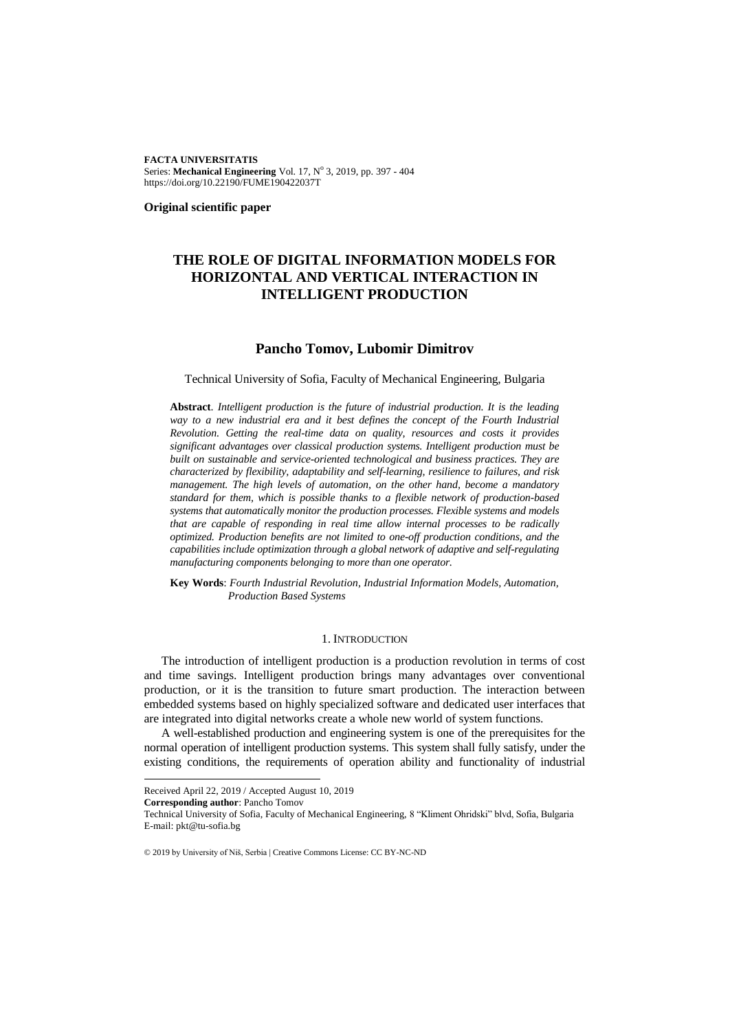**FACTA UNIVERSITATIS**
Series: **Mechanical Engineering** Vol. 17, N° 3, 2019, pp. 397 - 404
https://doi.org/10.22190/FUME190422037T

**Original scientific paper**

# THE ROLE OF DIGITAL INFORMATION MODELS FOR HORIZONTAL AND VERTICAL INTERACTION IN INTELLIGENT PRODUCTION

## Pancho Tomov, Lubomir Dimitrov

Technical University of Sofia, Faculty of Mechanical Engineering, Bulgaria

**Abstract**. *Intelligent production is the future of industrial production. It is the leading way to a new industrial era and it best defines the concept of the Fourth Industrial Revolution. Getting the real-time data on quality, resources and costs it provides significant advantages over classical production systems. Intelligent production must be built on sustainable and service-oriented technological and business practices. They are characterized by flexibility, adaptability and self-learning, resilience to failures, and risk management. The high levels of automation, on the other hand, become a mandatory standard for them, which is possible thanks to a flexible network of production-based systems that automatically monitor the production processes. Flexible systems and models that are capable of responding in real time allow internal processes to be radically optimized. Production benefits are not limited to one-off production conditions, and the capabilities include optimization through a global network of adaptive and self-regulating manufacturing components belonging to more than one operator.*

**Key Words**: *Fourth Industrial Revolution, Industrial Information Models, Automation, Production Based Systems*

## 1. INTRODUCTION

The introduction of intelligent production is a production revolution in terms of cost and time savings. Intelligent production brings many advantages over conventional production, or it is the transition to future smart production. The interaction between embedded systems based on highly specialized software and dedicated user interfaces that are integrated into digital networks create a whole new world of system functions.

A well-established production and engineering system is one of the prerequisites for the normal operation of intelligent production systems. This system shall fully satisfy, under the existing conditions, the requirements of operation ability and functionality of industrial

---

Received April 22, 2019 / Accepted August 10, 2019

**Corresponding author**: Pancho Tomov

Technical University of Sofia, Faculty of Mechanical Engineering, 8 "Kliment Ohridski" blvd, Sofia, Bulgaria
E-mail: pkt@tu-sofia.bg

© 2019 by University of Niš, Serbia | Creative Commons License: CC BY-NC-ND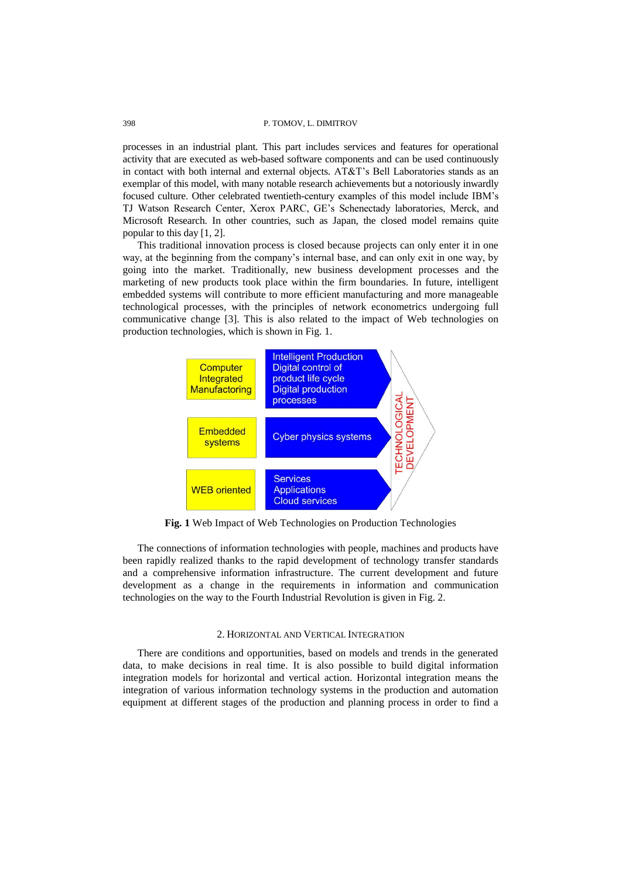processes in an industrial plant. This part includes services and features for operational activity that are executed as web-based software components and can be used continuously in contact with both internal and external objects. AT&T's Bell Laboratories stands as an exemplar of this model, with many notable research achievements but a notoriously inwardly focused culture. Other celebrated twentieth-century examples of this model include IBM's TJ Watson Research Center, Xerox PARC, GE's Schenectady laboratories, Merck, and Microsoft Research. In other countries, such as Japan, the closed model remains quite popular to this day [1, 2].

This traditional innovation process is closed because projects can only enter it in one way, at the beginning from the company's internal base, and can only exit in one way, by going into the market. Traditionally, new business development processes and the marketing of new products took place within the firm boundaries. In future, intelligent embedded systems will contribute to more efficient manufacturing and more manageable technological processes, with the principles of network econometrics undergoing full communicative change [3]. This is also related to the impact of Web technologies on production technologies, which is shown in Fig. 1.

| | | |
|---|---|---|
| Computer Integrated Manufacturing | Intelligent Production<br>Digital control of product life cycle<br>Digital production processes | TECHNOLOGICAL DEVELOPMENT |
| Embedded systems | Cyber physics systems | |
| WEB oriented | Services<br>Applications<br>Cloud services | |

**Fig. 1** Web Impact of Web Technologies on Production Technologies

The connections of information technologies with people, machines and products have been rapidly realized thanks to the rapid development of technology transfer standards and a comprehensive information infrastructure. The current development and future development as a change in the requirements in information and communication technologies on the way to the Fourth Industrial Revolution is given in Fig. 2.

## 2. Horizontal and Vertical Integration

There are conditions and opportunities, based on models and trends in the generated data, to make decisions in real time. It is also possible to build digital information integration models for horizontal and vertical action. Horizontal integration means the integration of various information technology systems in the production and automation equipment at different stages of the production and planning process in order to find a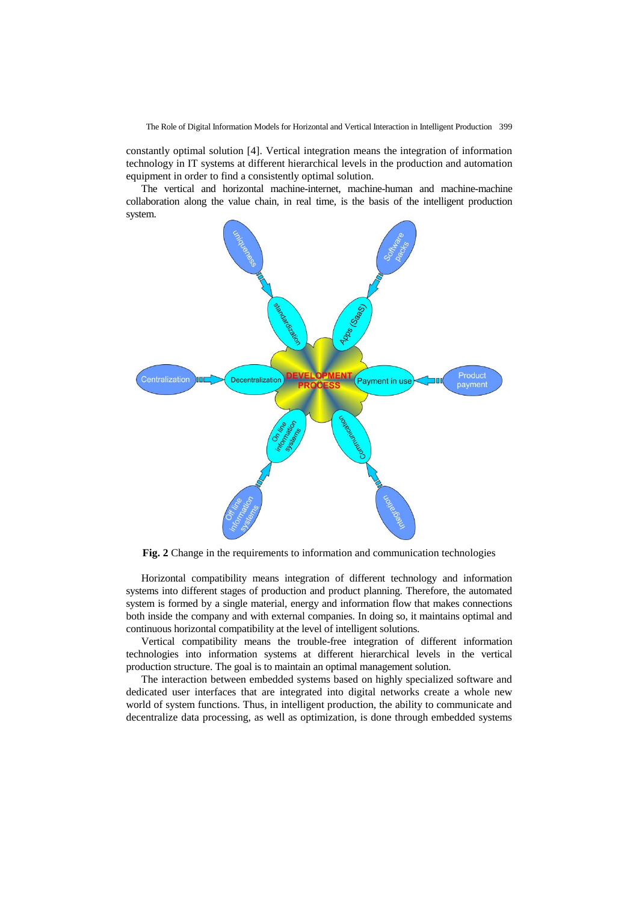constantly optimal solution [4]. Vertical integration means the integration of information technology in IT systems at different hierarchical levels in the production and automation equipment in order to find a consistently optimal solution.

The vertical and horizontal machine-internet, machine-human and machine-machine collaboration along the value chain, in real time, is the basis of the intelligent production system.

**Fig. 2** Change in the requirements to information and communication technologies

Horizontal compatibility means integration of different technology and information systems into different stages of production and product planning. Therefore, the automated system is formed by a single material, energy and information flow that makes connections both inside the company and with external companies. In doing so, it maintains optimal and continuous horizontal compatibility at the level of intelligent solutions.

Vertical compatibility means the trouble-free integration of different information technologies into information systems at different hierarchical levels in the vertical production structure. The goal is to maintain an optimal management solution.

The interaction between embedded systems based on highly specialized software and dedicated user interfaces that are integrated into digital networks create a whole new world of system functions. Thus, in intelligent production, the ability to communicate and decentralize data processing, as well as optimization, is done through embedded systems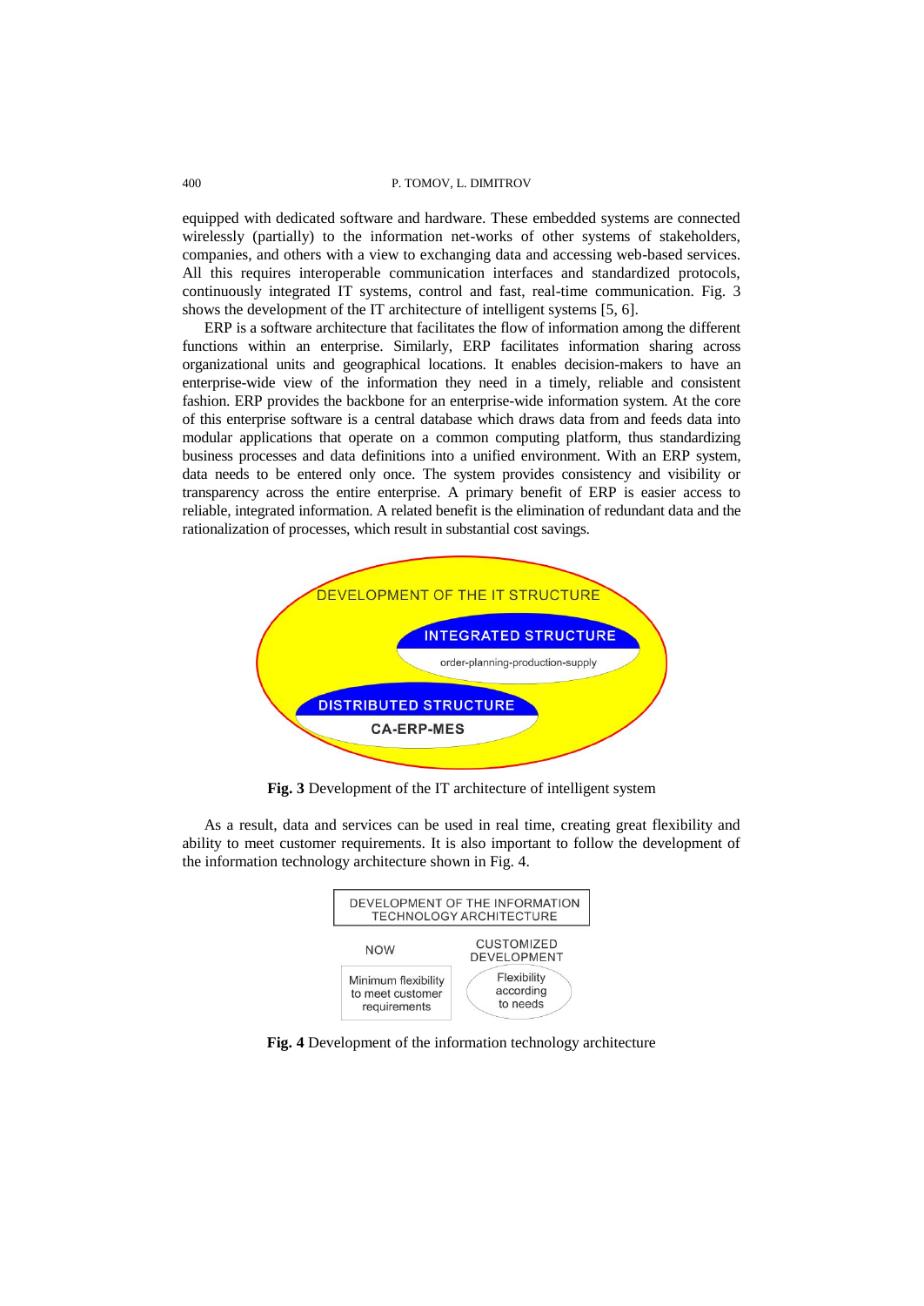equipped with dedicated software and hardware. These embedded systems are connected wirelessly (partially) to the information net-works of other systems of stakeholders, companies, and others with a view to exchanging data and accessing web-based services. All this requires interoperable communication interfaces and standardized protocols, continuously integrated IT systems, control and fast, real-time communication. Fig. 3 shows the development of the IT architecture of intelligent systems [5, 6].

ERP is a software architecture that facilitates the flow of information among the different functions within an enterprise. Similarly, ERP facilitates information sharing across organizational units and geographical locations. It enables decision-makers to have an enterprise-wide view of the information they need in a timely, reliable and consistent fashion. ERP provides the backbone for an enterprise-wide information system. At the core of this enterprise software is a central database which draws data from and feeds data into modular applications that operate on a common computing platform, thus standardizing business processes and data definitions into a unified environment. With an ERP system, data needs to be entered only once. The system provides consistency and visibility or transparency across the entire enterprise. A primary benefit of ERP is easier access to reliable, integrated information. A related benefit is the elimination of redundant data and the rationalization of processes, which result in substantial cost savings.

DEVELOPMENT OF THE IT STRUCTURE

INTEGRATED STRUCTURE

order-planning-production-supply

DISTRIBUTED STRUCTURE

CA-ERP-MES

**Fig. 3** Development of the IT architecture of intelligent system

As a result, data and services can be used in real time, creating great flexibility and ability to meet customer requirements. It is also important to follow the development of the information technology architecture shown in Fig. 4.

DEVELOPMENT OF THE INFORMATION TECHNOLOGY ARCHITECTURE

| NOW | CUSTOMIZED DEVELOPMENT |
|---|---|
| Minimum flexibility to meet customer requirements | Flexibility according to needs |

**Fig. 4** Development of the information technology architecture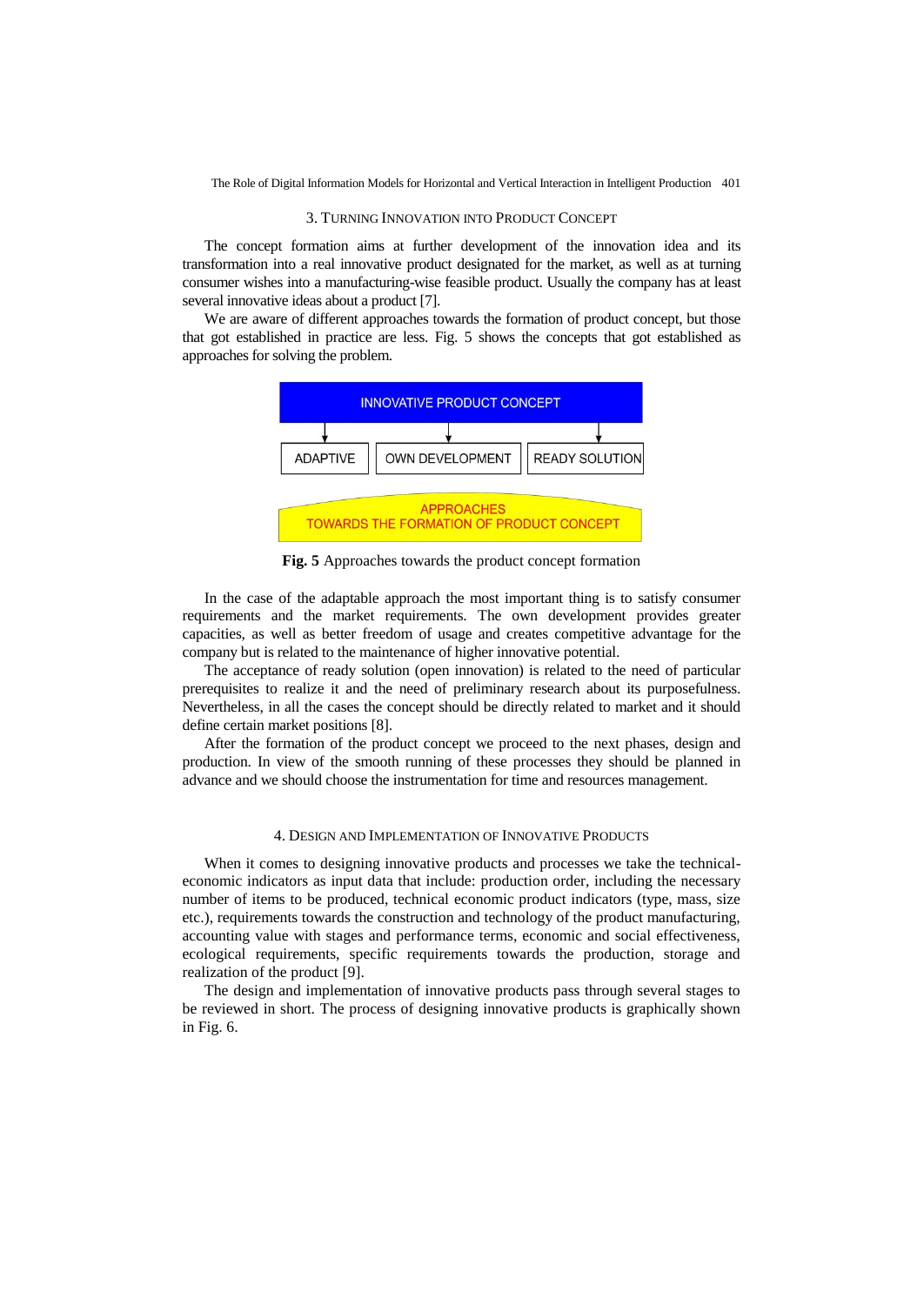## 3. TURNING INNOVATION INTO PRODUCT CONCEPT

The concept formation aims at further development of the innovation idea and its transformation into a real innovative product designated for the market, as well as at turning consumer wishes into a manufacturing-wise feasible product. Usually the company has at least several innovative ideas about a product [7].

We are aware of different approaches towards the formation of product concept, but those that got established in practice are less. Fig. 5 shows the concepts that got established as approaches for solving the problem.

INNOVATIVE PRODUCT CONCEPT

ADAPTIVE | OWN DEVELOPMENT | READY SOLUTION

APPROACHES TOWARDS THE FORMATION OF PRODUCT CONCEPT

**Fig. 5** Approaches towards the product concept formation

In the case of the adaptable approach the most important thing is to satisfy consumer requirements and the market requirements. The own development provides greater capacities, as well as better freedom of usage and creates competitive advantage for the company but is related to the maintenance of higher innovative potential.

The acceptance of ready solution (open innovation) is related to the need of particular prerequisites to realize it and the need of preliminary research about its purposefulness. Nevertheless, in all the cases the concept should be directly related to market and it should define certain market positions [8].

After the formation of the product concept we proceed to the next phases, design and production. In view of the smooth running of these processes they should be planned in advance and we should choose the instrumentation for time and resources management.

## 4. DESIGN AND IMPLEMENTATION OF INNOVATIVE PRODUCTS

When it comes to designing innovative products and processes we take the technical-economic indicators as input data that include: production order, including the necessary number of items to be produced, technical economic product indicators (type, mass, size etc.), requirements towards the construction and technology of the product manufacturing, accounting value with stages and performance terms, economic and social effectiveness, ecological requirements, specific requirements towards the production, storage and realization of the product [9].

The design and implementation of innovative products pass through several stages to be reviewed in short. The process of designing innovative products is graphically shown in Fig. 6.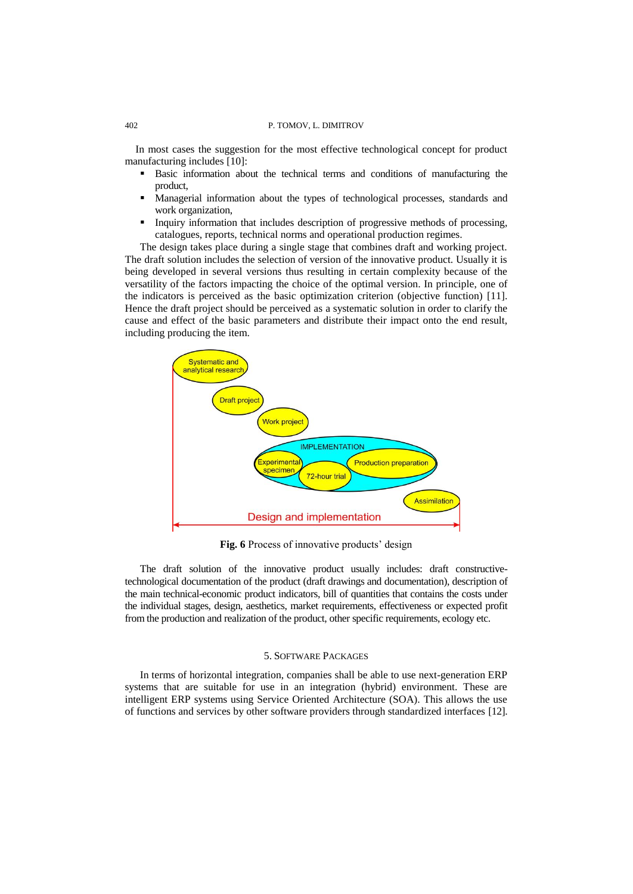In most cases the suggestion for the most effective technological concept for product manufacturing includes [10]:

- Basic information about the technical terms and conditions of manufacturing the product,
- Managerial information about the types of technological processes, standards and work organization,
- Inquiry information that includes description of progressive methods of processing, catalogues, reports, technical norms and operational production regimes.

The design takes place during a single stage that combines draft and working project. The draft solution includes the selection of version of the innovative product. Usually it is being developed in several versions thus resulting in certain complexity because of the versatility of the factors impacting the choice of the optimal version. In principle, one of the indicators is perceived as the basic optimization criterion (objective function) [11]. Hence the draft project should be perceived as a systematic solution in order to clarify the cause and effect of the basic parameters and distribute their impact onto the end result, including producing the item.

**Fig. 6** Process of innovative products' design

The draft solution of the innovative product usually includes: draft constructive-technological documentation of the product (draft drawings and documentation), description of the main technical-economic product indicators, bill of quantities that contains the costs under the individual stages, design, aesthetics, market requirements, effectiveness or expected profit from the production and realization of the product, other specific requirements, ecology etc.

## 5. Software Packages

In terms of horizontal integration, companies shall be able to use next-generation ERP systems that are suitable for use in an integration (hybrid) environment. These are intelligent ERP systems using Service Oriented Architecture (SOA). This allows the use of functions and services by other software providers through standardized interfaces [12].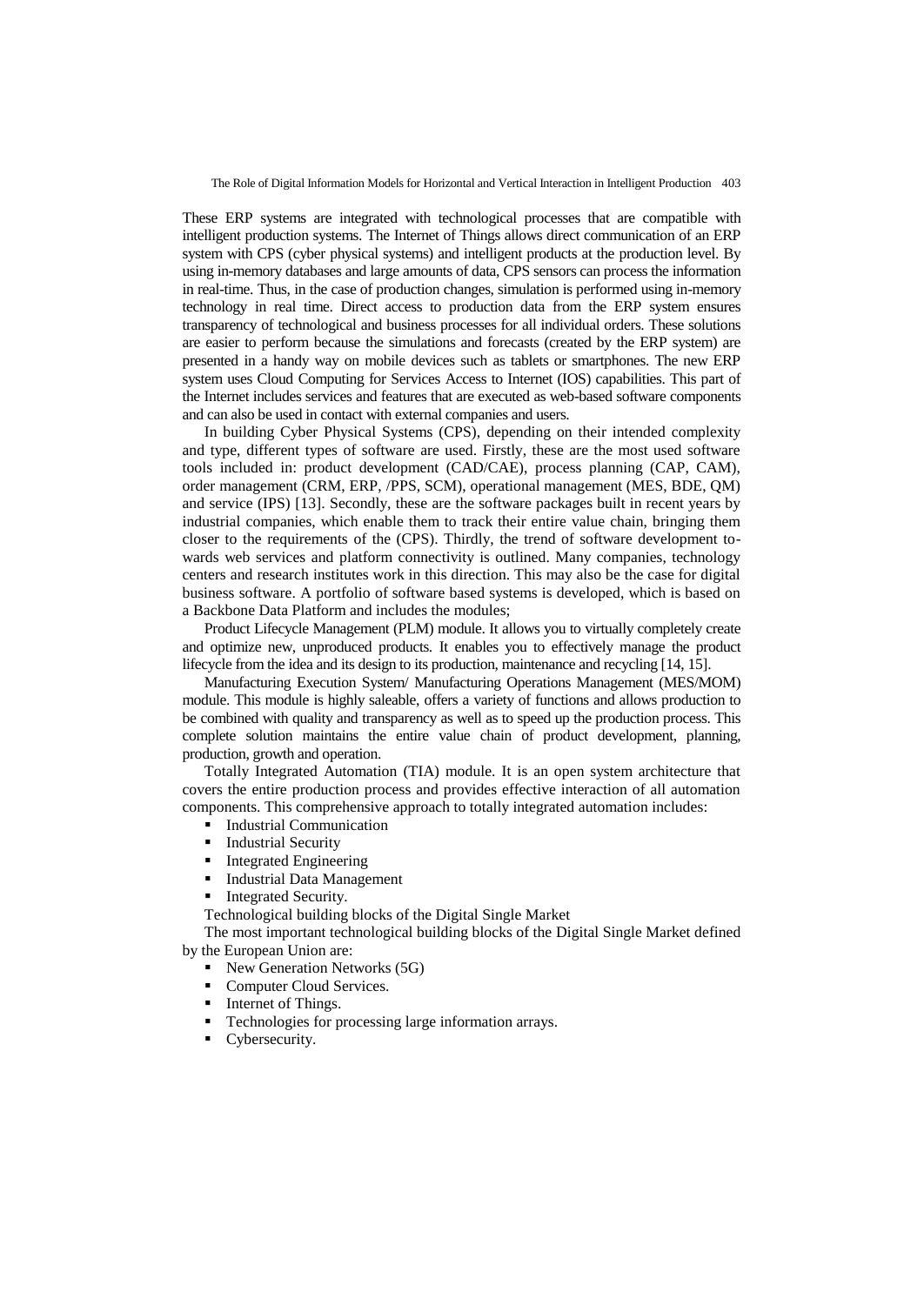These ERP systems are integrated with technological processes that are compatible with intelligent production systems. The Internet of Things allows direct communication of an ERP system with CPS (cyber physical systems) and intelligent products at the production level. By using in-memory databases and large amounts of data, CPS sensors can process the information in real-time. Thus, in the case of production changes, simulation is performed using in-memory technology in real time. Direct access to production data from the ERP system ensures transparency of technological and business processes for all individual orders. These solutions are easier to perform because the simulations and forecasts (created by the ERP system) are presented in a handy way on mobile devices such as tablets or smartphones. The new ERP system uses Cloud Computing for Services Access to Internet (IOS) capabilities. This part of the Internet includes services and features that are executed as web-based software components and can also be used in contact with external companies and users.

In building Cyber Physical Systems (CPS), depending on their intended complexity and type, different types of software are used. Firstly, these are the most used software tools included in: product development (CAD/CAE), process planning (CAP, CAM), order management (CRM, ERP, /PPS, SCM), operational management (MES, BDE, QM) and service (IPS) [13]. Secondly, these are the software packages built in recent years by industrial companies, which enable them to track their entire value chain, bringing them closer to the requirements of the (CPS). Thirdly, the trend of software development towards web services and platform connectivity is outlined. Many companies, technology centers and research institutes work in this direction. This may also be the case for digital business software. A portfolio of software based systems is developed, which is based on a Backbone Data Platform and includes the modules;

Product Lifecycle Management (PLM) module. It allows you to virtually completely create and optimize new, unproduced products. It enables you to effectively manage the product lifecycle from the idea and its design to its production, maintenance and recycling [14, 15].

Manufacturing Execution System/ Manufacturing Operations Management (MES/MOM) module. This module is highly saleable, offers a variety of functions and allows production to be combined with quality and transparency as well as to speed up the production process. This complete solution maintains the entire value chain of product development, planning, production, growth and operation.

Totally Integrated Automation (TIA) module. It is an open system architecture that covers the entire production process and provides effective interaction of all automation components. This comprehensive approach to totally integrated automation includes:

- Industrial Communication
- Industrial Security
- Integrated Engineering
- Industrial Data Management
- Integrated Security.

Technological building blocks of the Digital Single Market

The most important technological building blocks of the Digital Single Market defined by the European Union are:

- New Generation Networks (5G)
- Computer Cloud Services.
- Internet of Things.
- Technologies for processing large information arrays.
- Cybersecurity.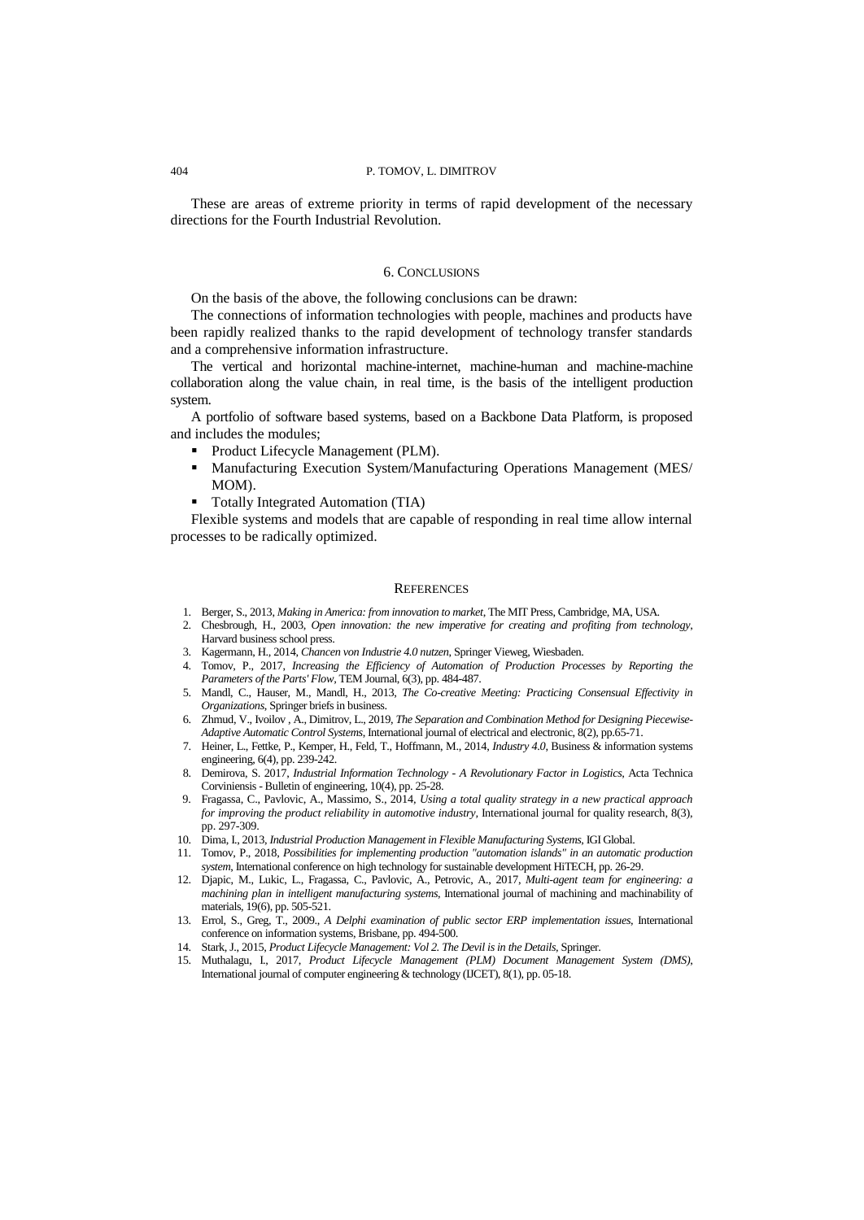These are areas of extreme priority in terms of rapid development of the necessary directions for the Fourth Industrial Revolution.

## 6. Conclusions

On the basis of the above, the following conclusions can be drawn:

The connections of information technologies with people, machines and products have been rapidly realized thanks to the rapid development of technology transfer standards and a comprehensive information infrastructure.

The vertical and horizontal machine-internet, machine-human and machine-machine collaboration along the value chain, in real time, is the basis of the intelligent production system.

A portfolio of software based systems, based on a Backbone Data Platform, is proposed and includes the modules;

- Product Lifecycle Management (PLM).
- Manufacturing Execution System/Manufacturing Operations Management (MES/ MOM).
- Totally Integrated Automation (TIA)

Flexible systems and models that are capable of responding in real time allow internal processes to be radically optimized.

## References

1. Berger, S., 2013, *Making in America: from innovation to market*, The MIT Press, Cambridge, MA, USA.
2. Chesbrough, H., 2003, *Open innovation: the new imperative for creating and profiting from technology*, Harvard business school press.
3. Kagermann, H., 2014, *Chancen von Industrie 4.0 nutzen*, Springer Vieweg, Wiesbaden.
4. Tomov, P., 2017, *Increasing the Efficiency of Automation of Production Processes by Reporting the Parameters of the Parts' Flow*, TEM Journal, 6(3), pp. 484-487.
5. Mandl, C., Hauser, M., Mandl, H., 2013, *The Co-creative Meeting: Practicing Consensual Effectivity in Organizations*, Springer briefs in business.
6. Zhmud, V., Ivoilov , A., Dimitrov, L., 2019, *The Separation and Combination Method for Designing Piecewise-Adaptive Automatic Control Systems*, International journal of electrical and electronic, 8(2), pp.65-71.
7. Heiner, L., Fettke, P., Kemper, H., Feld, T., Hoffmann, M., 2014, *Industry 4.0*, Business & information systems engineering, 6(4), pp. 239-242.
8. Demirova, S. 2017, *Industrial Information Technology - A Revolutionary Factor in Logistics*, Acta Technica Corviniensis - Bulletin of engineering, 10(4), pp. 25-28.
9. Fragassa, C., Pavlovic, A., Massimo, S., 2014, *Using a total quality strategy in a new practical approach for improving the product reliability in automotive industry*, International journal for quality research, 8(3), pp. 297-309.
10. Dima, I., 2013, *Industrial Production Management in Flexible Manufacturing Systems*, IGI Global.
11. Tomov, P., 2018, *Possibilities for implementing production "automation islands" in an automatic production system*, International conference on high technology for sustainable development HiTECH, pp. 26-29.
12. Djapic, M., Lukic, L., Fragassa, C., Pavlovic, A., Petrovic, A., 2017, *Multi-agent team for engineering: a machining plan in intelligent manufacturing systems*, International journal of machining and machinability of materials, 19(6), pp. 505-521.
13. Errol, S., Greg, T., 2009., *A Delphi examination of public sector ERP implementation issues*, International conference on information systems, Brisbane, pp. 494-500.
14. Stark, J., 2015, *Product Lifecycle Management: Vol 2. The Devil is in the Details*, Springer.
15. Muthalagu, I., 2017, *Product Lifecycle Management (PLM) Document Management System (DMS)*, International journal of computer engineering & technology (IJCET), 8(1), pp. 05-18.